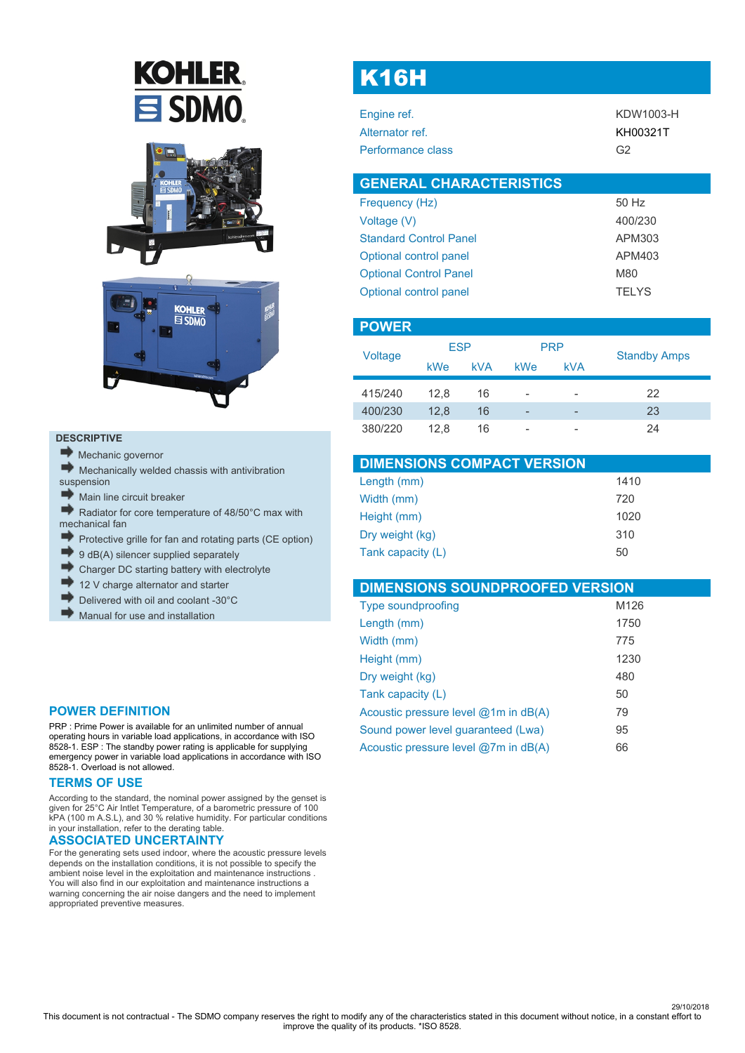# K16H

| | |
|---|---|
| Engine ref. | KDW1003-H |
| Alternator ref. | KH00321T |
| Performance class | G2 |

## GENERAL CHARACTERISTICS

| | |
|---|---|
| Frequency (Hz) | 50 Hz |
| Voltage (V) | 400/230 |
| Standard Control Panel | APM303 |
| Optional control panel | APM403 |
| Optional Control Panel | M80 |
| Optional control panel | TELYS |

## POWER

| Voltage | ESP | | PRP | | Standby Amps |
|---|---|---|---|---|---|
| | kWe | kVA | kWe | kVA | |
| 415/240 | 12,8 | 16 | - | - | 22 |
| 400/230 | 12,8 | 16 | - | - | 23 |
| 380/220 | 12,8 | 16 | - | - | 24 |

## DIMENSIONS COMPACT VERSION

| | |
|---|---|
| Length (mm) | 1410 |
| Width (mm) | 720 |
| Height (mm) | 1020 |
| Dry weight (kg) | 310 |
| Tank capacity (L) | 50 |

## DIMENSIONS SOUNDPROOFED VERSION

| | |
|---|---|
| Type soundproofing | M126 |
| Length (mm) | 1750 |
| Width (mm) | 775 |
| Height (mm) | 1230 |
| Dry weight (kg) | 480 |
| Tank capacity (L) | 50 |
| Acoustic pressure level @1m in dB(A) | 79 |
| Sound power level guaranteed (Lwa) | 95 |
| Acoustic pressure level @7m in dB(A) | 66 |

## DESCRIPTIVE

- Mechanic governor
- Mechanically welded chassis with antivibration suspension
- Main line circuit breaker
- Radiator for core temperature of 48/50°C max with mechanical fan
- Protective grille for fan and rotating parts (CE option)
- 9 dB(A) silencer supplied separately
- Charger DC starting battery with electrolyte
- 12 V charge alternator and starter
- Delivered with oil and coolant -30°C
- Manual for use and installation

## POWER DEFINITION

PRP : Prime Power is available for an unlimited number of annual operating hours in variable load applications, in accordance with ISO 8528-1. ESP : The standby power rating is applicable for supplying emergency power in variable load applications in accordance with ISO 8528-1. Overload is not allowed.

## TERMS OF USE

According to the standard, the nominal power assigned by the genset is given for 25°C Air Intlet Temperature, of a barometric pressure of 100 kPA (100 m A.S.L), and 30 % relative humidity. For particular conditions in your installation, refer to the derating table.

## ASSOCIATED UNCERTAINTY

For the generating sets used indoor, where the acoustic pressure levels depends on the installation conditions, it is not possible to specify the ambient noise level in the exploitation and maintenance instructions . You will also find in our exploitation and maintenance instructions a warning concerning the air noise dangers and the need to implement appropriated preventive measures.

29/10/2018

This document is not contractual - The SDMO company reserves the right to modify any of the characteristics stated in this document without notice, in a constant effort to improve the quality of its products. *ISO 8528.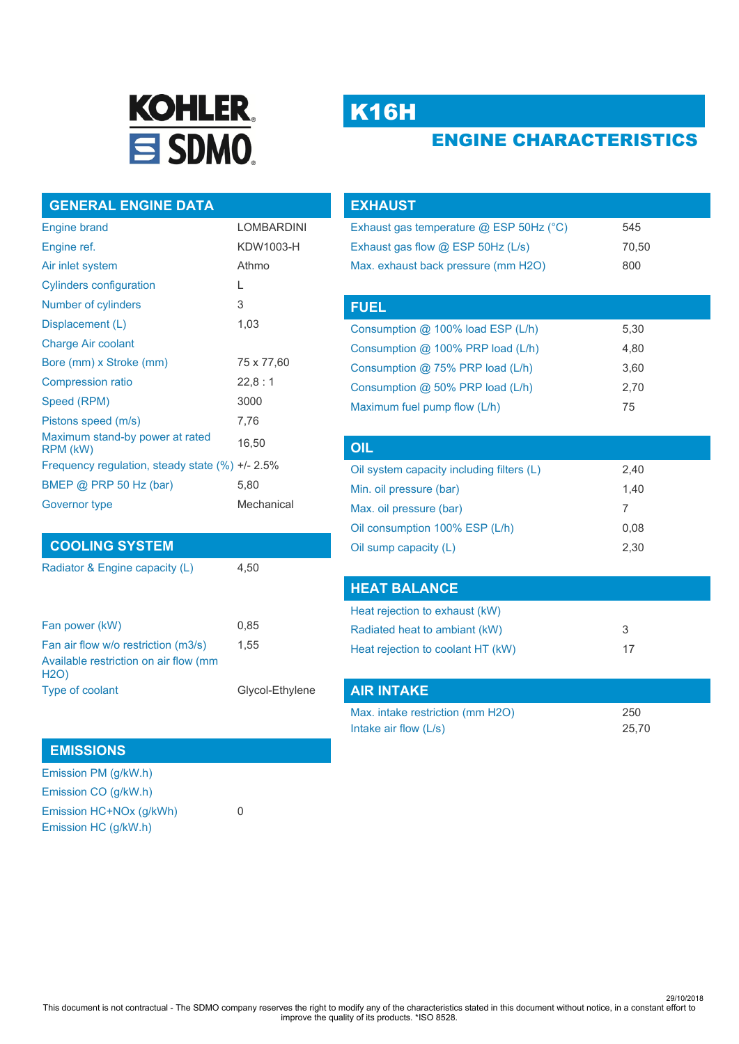# K16H

## ENGINE CHARACTERISTICS

### GENERAL ENGINE DATA

| | |
|---|---|
| Engine brand | LOMBARDINI |
| Engine ref. | KDW1003-H |
| Air inlet system | Athmo |
| Cylinders configuration | L |
| Number of cylinders | 3 |
| Displacement (L) | 1,03 |
| Charge Air coolant | |
| Bore (mm) x Stroke (mm) | 75 x 77,60 |
| Compression ratio | 22,8 : 1 |
| Speed (RPM) | 3000 |
| Pistons speed (m/s) | 7,76 |
| Maximum stand-by power at rated RPM (kW) | 16,50 |
| Frequency regulation, steady state (%) | +/- 2.5% |
| BMEP @ PRP 50 Hz (bar) | 5,80 |
| Governor type | Mechanical |

### COOLING SYSTEM

| | |
|---|---|
| Radiator & Engine capacity (L) | 4,50 |
| Fan power (kW) | 0,85 |
| Fan air flow w/o restriction (m3/s) | 1,55 |
| Available restriction on air flow (mm H2O) | |
| Type of coolant | Glycol-Ethylene |

### EMISSIONS

| | |
|---|---|
| Emission PM (g/kW.h) | |
| Emission CO (g/kW.h) | |
| Emission HC+NOx (g/kWh) | 0 |
| Emission HC (g/kW.h) | |

### EXHAUST

| | |
|---|---|
| Exhaust gas temperature @ ESP 50Hz (°C) | 545 |
| Exhaust gas flow @ ESP 50Hz (L/s) | 70,50 |
| Max. exhaust back pressure (mm H2O) | 800 |

### FUEL

| | |
|---|---|
| Consumption @ 100% load ESP (L/h) | 5,30 |
| Consumption @ 100% PRP load (L/h) | 4,80 |
| Consumption @ 75% PRP load (L/h) | 3,60 |
| Consumption @ 50% PRP load (L/h) | 2,70 |
| Maximum fuel pump flow (L/h) | 75 |

### OIL

| | |
|---|---|
| Oil system capacity including filters (L) | 2,40 |
| Min. oil pressure (bar) | 1,40 |
| Max. oil pressure (bar) | 7 |
| Oil consumption 100% ESP (L/h) | 0,08 |
| Oil sump capacity (L) | 2,30 |

### HEAT BALANCE

| | |
|---|---|
| Heat rejection to exhaust (kW) | |
| Radiated heat to ambiant (kW) | 3 |
| Heat rejection to coolant HT (kW) | 17 |

### AIR INTAKE

| | |
|---|---|
| Max. intake restriction (mm H2O) | 250 |
| Intake air flow (L/s) | 25,70 |

29/10/2018

This document is not contractual - The SDMO company reserves the right to modify any of the characteristics stated in this document without notice, in a constant effort to improve the quality of its products. *ISO 8528.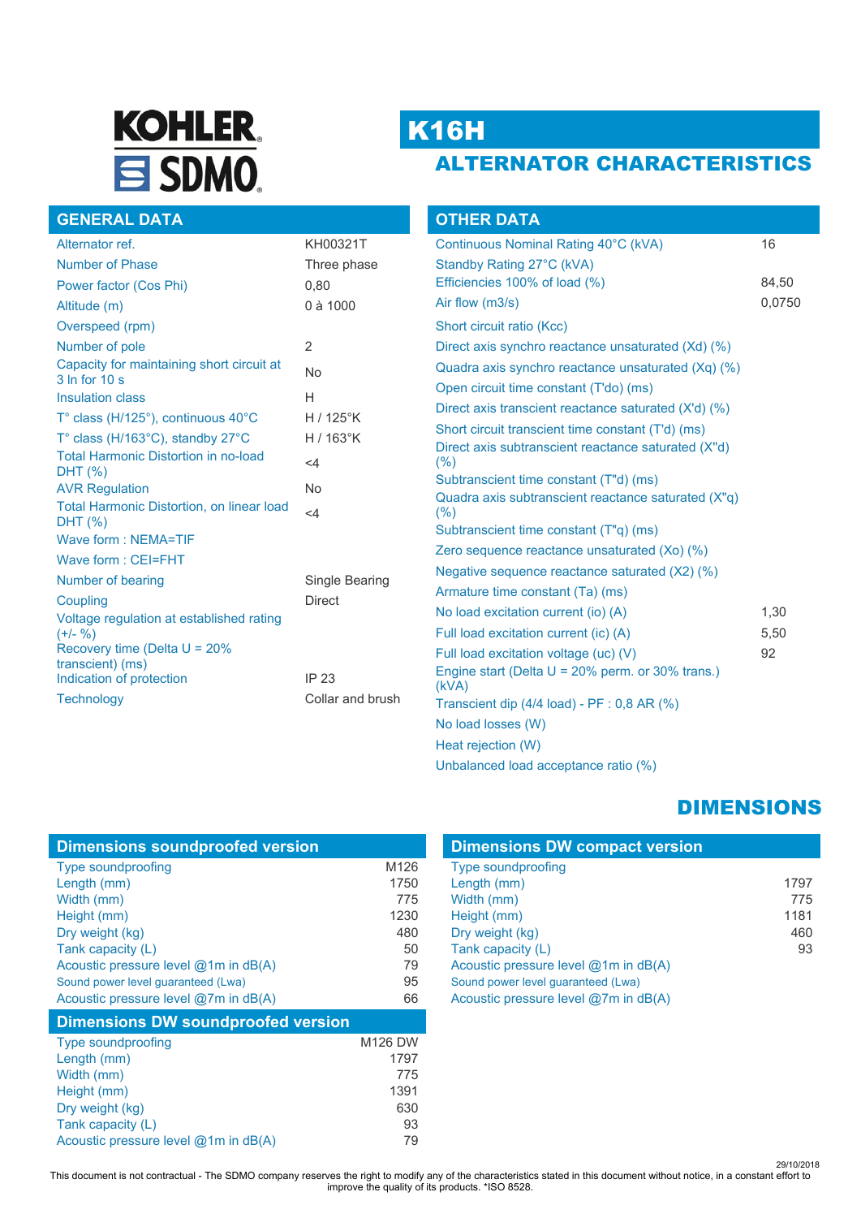# K16H

## ALTERNATOR CHARACTERISTICS

### GENERAL DATA

| | |
|---|---|
| Alternator ref. | KH00321T |
| Number of Phase | Three phase |
| Power factor (Cos Phi) | 0,80 |
| Altitude (m) | 0 à 1000 |
| Overspeed (rpm) | |
| Number of pole | 2 |
| Capacity for maintaining short circuit at 3 In for 10 s | No |
| Insulation class | H |
| T° class (H/125°), continuous 40°C | H / 125°K |
| T° class (H/163°C), standby 27°C | H / 163°K |
| Total Harmonic Distortion in no-load DHT (%) | <4 |
| AVR Regulation | No |
| Total Harmonic Distortion, on linear load DHT (%) | <4 |
| Wave form : NEMA=TIF | |
| Wave form : CEI=FHT | |
| Number of bearing | Single Bearing |
| Coupling | Direct |
| Voltage regulation at established rating (+/- %) | |
| Recovery time (Delta U = 20% transcient) (ms) | |
| Indication of protection | IP 23 |
| Technology | Collar and brush |

### OTHER DATA

| | |
|---|---|
| Continuous Nominal Rating 40°C (kVA) | 16 |
| Standby Rating 27°C (kVA) | |
| Efficiencies 100% of load (%) | 84,50 |
| Air flow (m3/s) | 0,0750 |
| Short circuit ratio (Kcc) | |
| Direct axis synchro reactance unsaturated (Xd) (%) | |
| Quadra axis synchro reactance unsaturated (Xq) (%) | |
| Open circuit time constant (T'do) (ms) | |
| Direct axis transcient reactance saturated (X'd) (%) | |
| Short circuit transcient time constant (T'd) (ms) | |
| Direct axis subtranscient reactance saturated (X''d) (%) | |
| Subtranscient time constant (T''d) (ms) | |
| Quadra axis subtranscient reactance saturated (X''q) (%) | |
| Subtranscient time constant (T''q) (ms) | |
| Zero sequence reactance unsaturated (Xo) (%) | |
| Negative sequence reactance saturated (X2) (%) | |
| Armature time constant (Ta) (ms) | |
| No load excitation current (io) (A) | 1,30 |
| Full load excitation current (ic) (A) | 5,50 |
| Full load excitation voltage (uc) (V) | 92 |
| Engine start (Delta U = 20% perm. or 30% trans.) (kVA) | |
| Transcient dip (4/4 load) - PF : 0,8 AR (%) | |
| No load losses (W) | |
| Heat rejection (W) | |
| Unbalanced load acceptance ratio (%) | |

## DIMENSIONS

### Dimensions soundproofed version

| | |
|---|---|
| Type soundproofing | M126 |
| Length (mm) | 1750 |
| Width (mm) | 775 |
| Height (mm) | 1230 |
| Dry weight (kg) | 480 |
| Tank capacity (L) | 50 |
| Acoustic pressure level @1m in dB(A) | 79 |
| Sound power level guaranteed (Lwa) | 95 |
| Acoustic pressure level @7m in dB(A) | 66 |

### Dimensions DW soundproofed version

| | |
|---|---|
| Type soundproofing | M126 DW |
| Length (mm) | 1797 |
| Width (mm) | 775 |
| Height (mm) | 1391 |
| Dry weight (kg) | 630 |
| Tank capacity (L) | 93 |
| Acoustic pressure level @1m in dB(A) | 79 |

### Dimensions DW compact version

| | |
|---|---|
| Type soundproofing | |
| Length (mm) | 1797 |
| Width (mm) | 775 |
| Height (mm) | 1181 |
| Dry weight (kg) | 460 |
| Tank capacity (L) | 93 |
| Acoustic pressure level @1m in dB(A) | |
| Sound power level guaranteed (Lwa) | |
| Acoustic pressure level @7m in dB(A) | |

29/10/2018

This document is not contractual - The SDMO company reserves the right to modify any of the characteristics stated in this document without notice, in a constant effort to improve the quality of its products. *ISO 8528.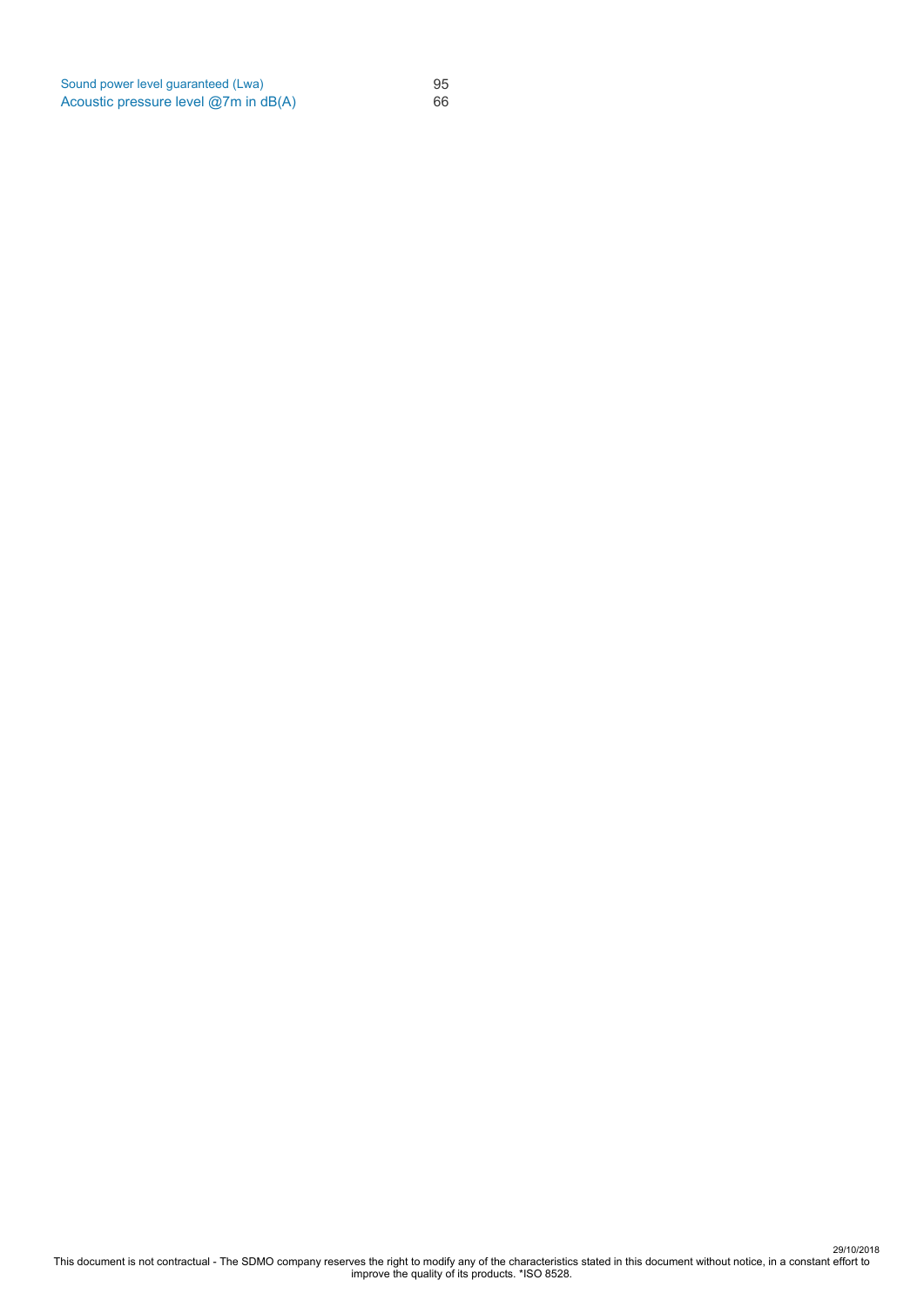| | |
|---|---|
| Sound power level guaranteed (Lwa) | 95 |
| Acoustic pressure level @7m in dB(A) | 66 |

29/10/2018

This document is not contractual - The SDMO company reserves the right to modify any of the characteristics stated in this document without notice, in a constant effort to improve the quality of its products. *ISO 8528.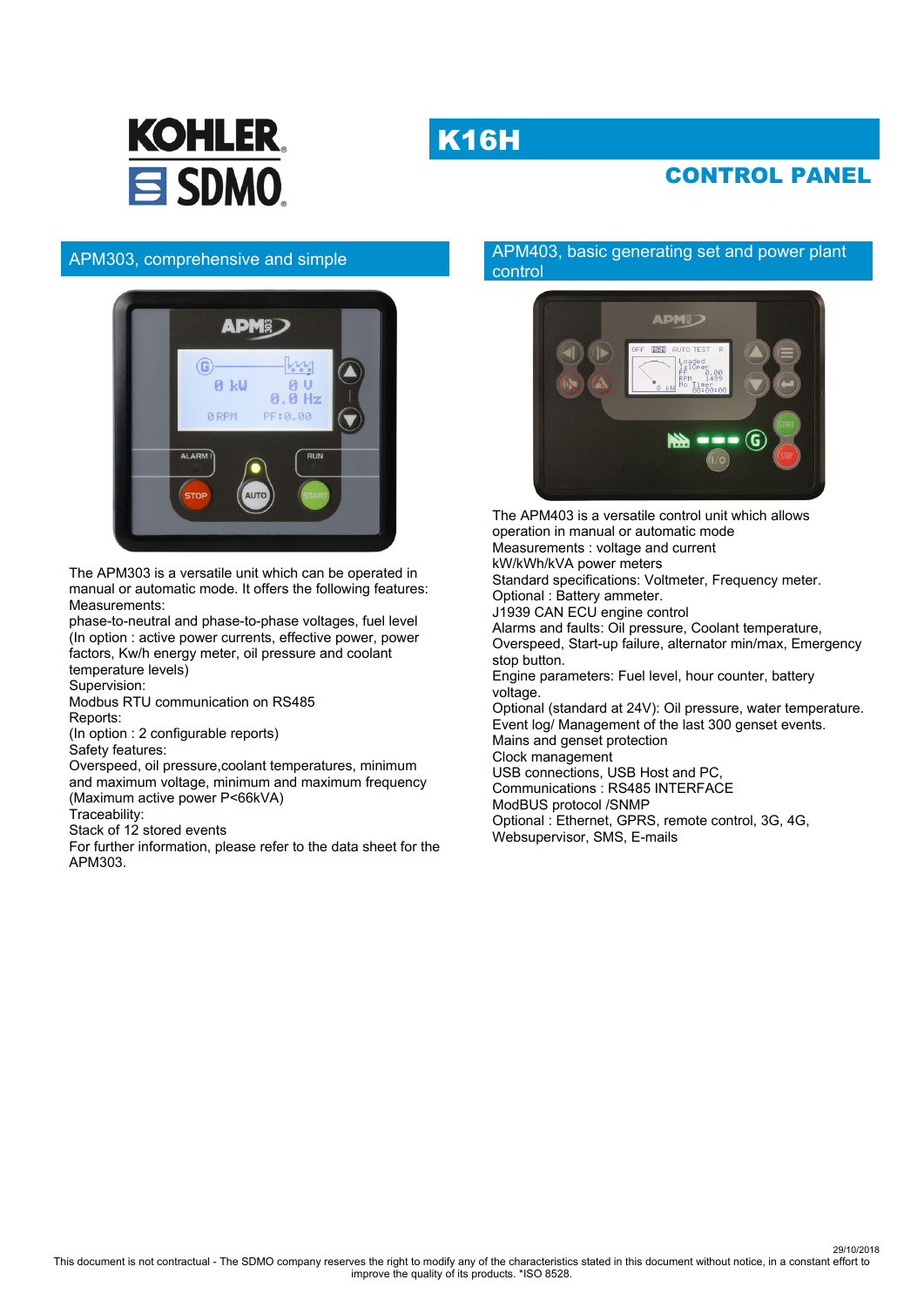KOHLER SDMO

# K16H

## CONTROL PANEL

### APM303, comprehensive and simple

The APM303 is a versatile unit which can be operated in manual or automatic mode. It offers the following features:
Measurements:
phase-to-neutral and phase-to-phase voltages, fuel level
(In option : active power currents, effective power, power factors, Kw/h energy meter, oil pressure and coolant temperature levels)
Supervision:
Modbus RTU communication on RS485
Reports:
(In option : 2 configurable reports)
Safety features:
Overspeed, oil pressure,coolant temperatures, minimum and maximum voltage, minimum and maximum frequency
(Maximum active power P<66kVA)
Traceability:
Stack of 12 stored events
For further information, please refer to the data sheet for the APM303.

### APM403, basic generating set and power plant control

The APM403 is a versatile control unit which allows operation in manual or automatic mode
Measurements : voltage and current
kW/kWh/kVA power meters
Standard specifications: Voltmeter, Frequency meter.
Optional : Battery ammeter.
J1939 CAN ECU engine control
Alarms and faults: Oil pressure, Coolant temperature, Overspeed, Start-up failure, alternator min/max, Emergency stop button.
Engine parameters: Fuel level, hour counter, battery voltage.
Optional (standard at 24V): Oil pressure, water temperature.
Event log/ Management of the last 300 genset events.
Mains and genset protection
Clock management
USB connections, USB Host and PC,
Communications : RS485 INTERFACE
ModBUS protocol /SNMP
Optional : Ethernet, GPRS, remote control, 3G, 4G, Websupervisor, SMS, E-mails

29/10/2018
This document is not contractual - The SDMO company reserves the right to modify any of the characteristics stated in this document without notice, in a constant effort to improve the quality of its products. *ISO 8528.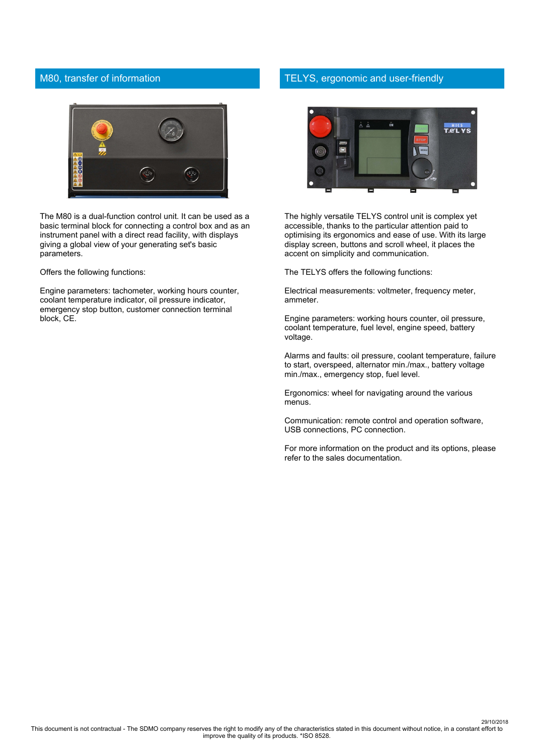## M80, transfer of information

The M80 is a dual-function control unit. It can be used as a basic terminal block for connecting a control box and as an instrument panel with a direct read facility, with displays giving a global view of your generating set's basic parameters.

Offers the following functions:

Engine parameters: tachometer, working hours counter, coolant temperature indicator, oil pressure indicator, emergency stop button, customer connection terminal block, CE.

## TELYS, ergonomic and user-friendly

The highly versatile TELYS control unit is complex yet accessible, thanks to the particular attention paid to optimising its ergonomics and ease of use. With its large display screen, buttons and scroll wheel, it places the accent on simplicity and communication.

The TELYS offers the following functions:

Electrical measurements: voltmeter, frequency meter, ammeter.

Engine parameters: working hours counter, oil pressure, coolant temperature, fuel level, engine speed, battery voltage.

Alarms and faults: oil pressure, coolant temperature, failure to start, overspeed, alternator min./max., battery voltage min./max., emergency stop, fuel level.

Ergonomics: wheel for navigating around the various menus.

Communication: remote control and operation software, USB connections, PC connection.

For more information on the product and its options, please refer to the sales documentation.

29/10/2018

This document is not contractual - The SDMO company reserves the right to modify any of the characteristics stated in this document without notice, in a constant effort to improve the quality of its products. *ISO 8528.